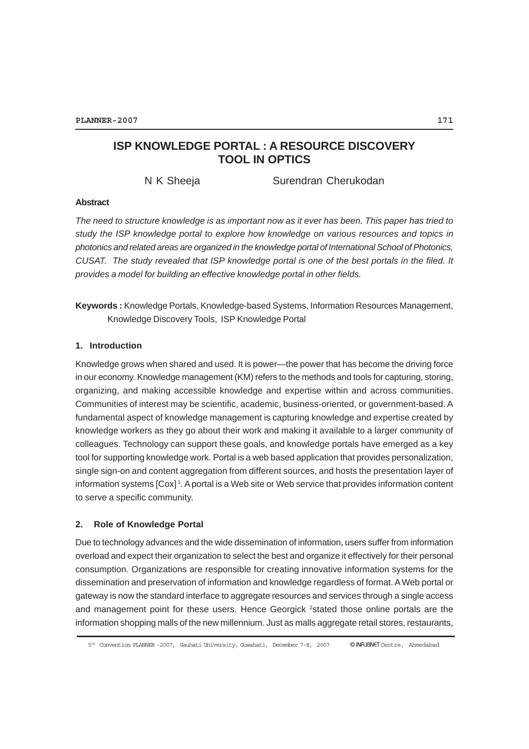# ISP KNOWLEDGE PORTAL : A RESOURCE DISCOVERY TOOL IN OPTICS

N K Sheeja Surendran Cherukodan

**Abstract**

*The need to structure knowledge is as important now as it ever has been. This paper has tried to study the ISP knowledge portal to explore how knowledge on various resources and topics in photonics and related areas are organized in the knowledge portal of International School of Photonics, CUSAT. The study revealed that ISP knowledge portal is one of the best portals in the filed. It provides a model for building an effective knowledge portal in other fields.*

**Keywords :** Knowledge Portals, Knowledge-based Systems, Information Resources Management, Knowledge Discovery Tools, ISP Knowledge Portal

## 1. Introduction

Knowledge grows when shared and used. It is power—the power that has become the driving force in our economy. Knowledge management (KM) refers to the methods and tools for capturing, storing, organizing, and making accessible knowledge and expertise within and across communities. Communities of interest may be scientific, academic, business-oriented, or government-based. A fundamental aspect of knowledge management is capturing knowledge and expertise created by knowledge workers as they go about their work and making it available to a larger community of colleagues. Technology can support these goals, and knowledge portals have emerged as a key tool for supporting knowledge work. Portal is a web based application that provides personalization, single sign-on and content aggregation from different sources, and hosts the presentation layer of information systems [Cox][1]. A portal is a Web site or Web service that provides information content to serve a specific community.

## 2. Role of Knowledge Portal

Due to technology advances and the wide dissemination of information, users suffer from information overload and expect their organization to select the best and organize it effectively for their personal consumption. Organizations are responsible for creating innovative information systems for the dissemination and preservation of information and knowledge regardless of format. A Web portal or gateway is now the standard interface to aggregate resources and services through a single access and management point for these users. Hence Georgick [2]stated those online portals are the information shopping malls of the new millennium. Just as malls aggregate retail stores, restaurants,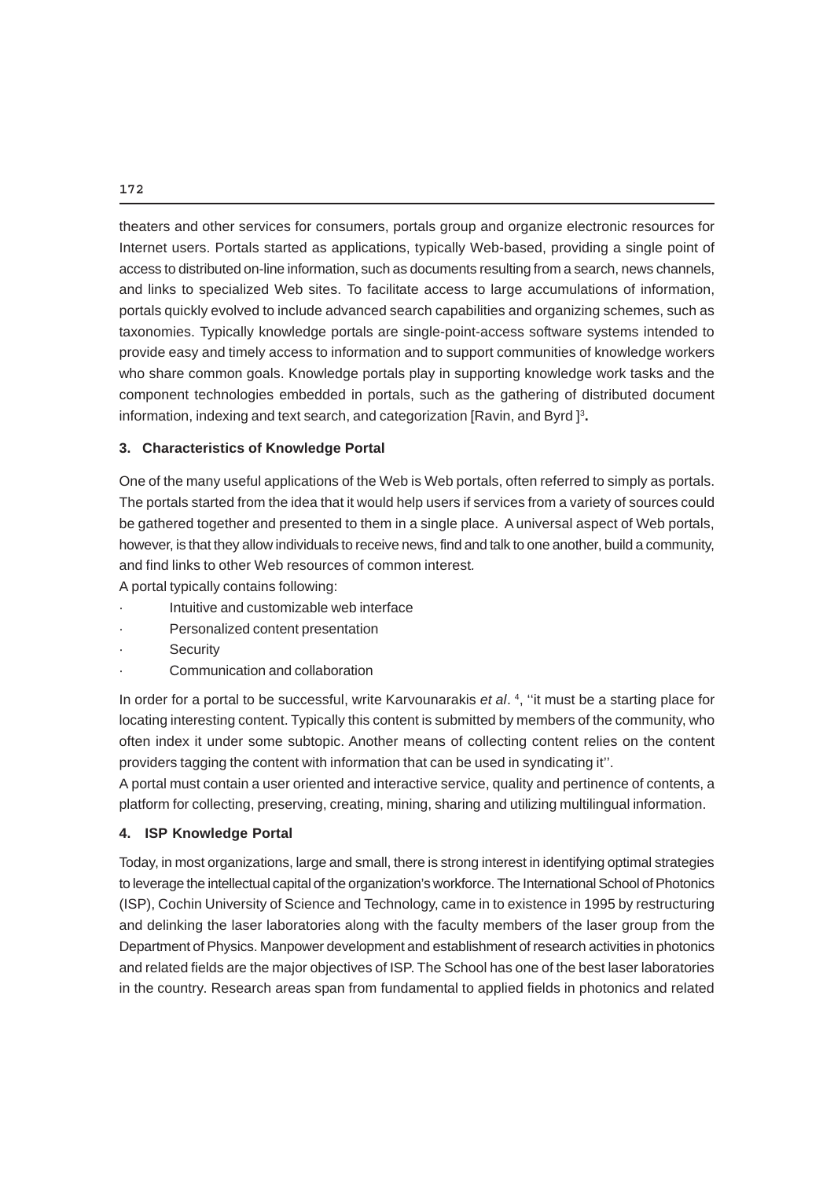theaters and other services for consumers, portals group and organize electronic resources for Internet users. Portals started as applications, typically Web-based, providing a single point of access to distributed on-line information, such as documents resulting from a search, news channels, and links to specialized Web sites. To facilitate access to large accumulations of information, portals quickly evolved to include advanced search capabilities and organizing schemes, such as taxonomies. Typically knowledge portals are single-point-access software systems intended to provide easy and timely access to information and to support communities of knowledge workers who share common goals. Knowledge portals play in supporting knowledge work tasks and the component technologies embedded in portals, such as the gathering of distributed document information, indexing and text search, and categorization [Ravin, and Byrd ][3].

## 3. Characteristics of Knowledge Portal

One of the many useful applications of the Web is Web portals, often referred to simply as portals. The portals started from the idea that it would help users if services from a variety of sources could be gathered together and presented to them in a single place. A universal aspect of Web portals, however, is that they allow individuals to receive news, find and talk to one another, build a community, and find links to other Web resources of common interest.

A portal typically contains following:

- Intuitive and customizable web interface
- Personalized content presentation
- Security
- Communication and collaboration

In order for a portal to be successful, write Karvounarakis *et al*. [4], ''it must be a starting place for locating interesting content. Typically this content is submitted by members of the community, who often index it under some subtopic. Another means of collecting content relies on the content providers tagging the content with information that can be used in syndicating it''.

A portal must contain a user oriented and interactive service, quality and pertinence of contents, a platform for collecting, preserving, creating, mining, sharing and utilizing multilingual information.

## 4. ISP Knowledge Portal

Today, in most organizations, large and small, there is strong interest in identifying optimal strategies to leverage the intellectual capital of the organization's workforce. The International School of Photonics (ISP), Cochin University of Science and Technology, came in to existence in 1995 by restructuring and delinking the laser laboratories along with the faculty members of the laser group from the Department of Physics. Manpower development and establishment of research activities in photonics and related fields are the major objectives of ISP. The School has one of the best laser laboratories in the country. Research areas span from fundamental to applied fields in photonics and related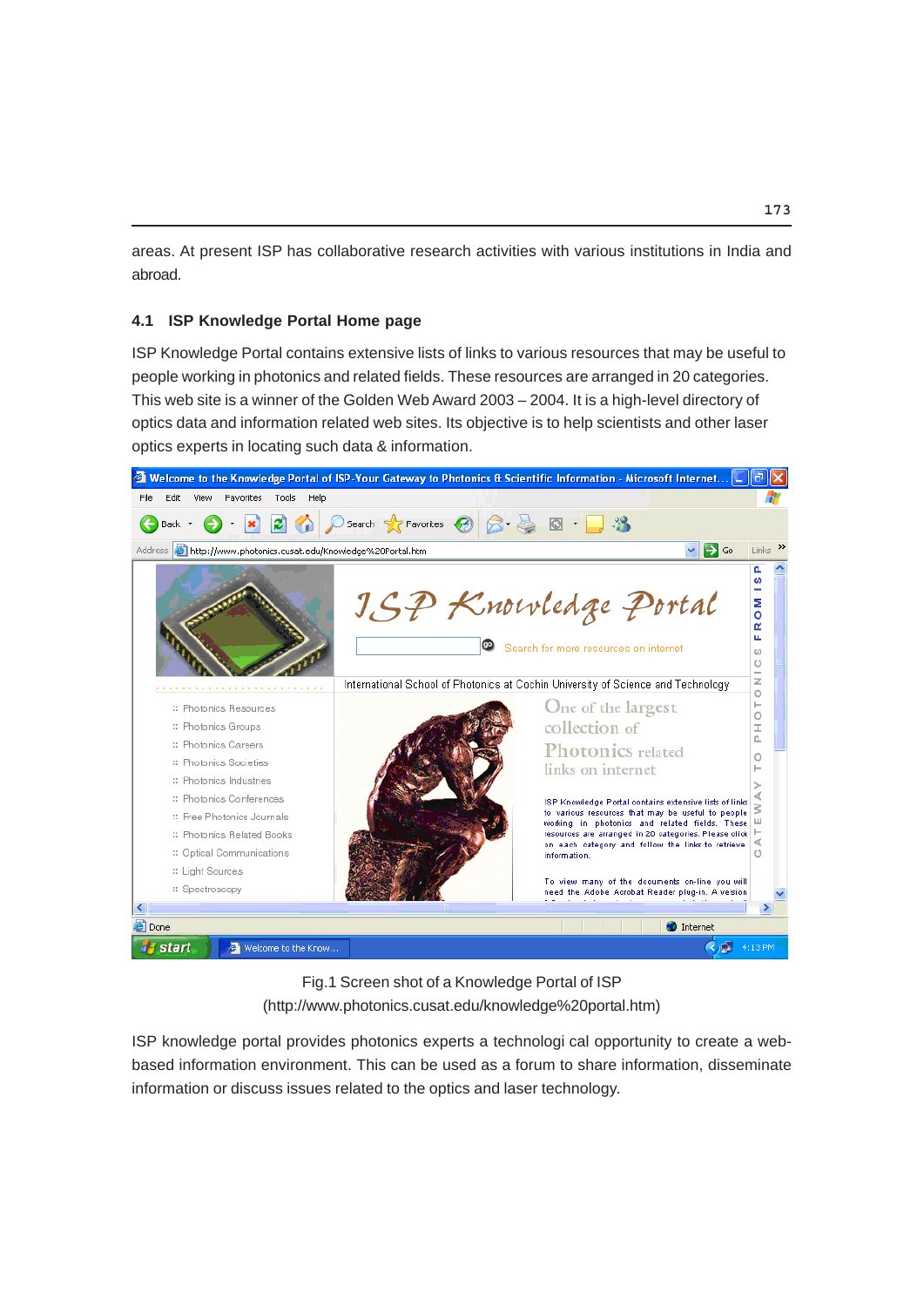areas. At present ISP has collaborative research activities with various institutions in India and abroad.

### 4.1 ISP Knowledge Portal Home page

ISP Knowledge Portal contains extensive lists of links to various resources that may be useful to people working in photonics and related fields. These resources are arranged in 20 categories. This web site is a winner of the Golden Web Award 2003 – 2004. It is a high-level directory of optics data and information related web sites. Its objective is to help scientists and other laser optics experts in locating such data & information.

Fig.1 Screen shot of a Knowledge Portal of ISP
(http://www.photonics.cusat.edu/knowledge%20portal.htm)

ISP knowledge portal provides photonics experts a technologi cal opportunity to create a web-based information environment. This can be used as a forum to share information, disseminate information or discuss issues related to the optics and laser technology.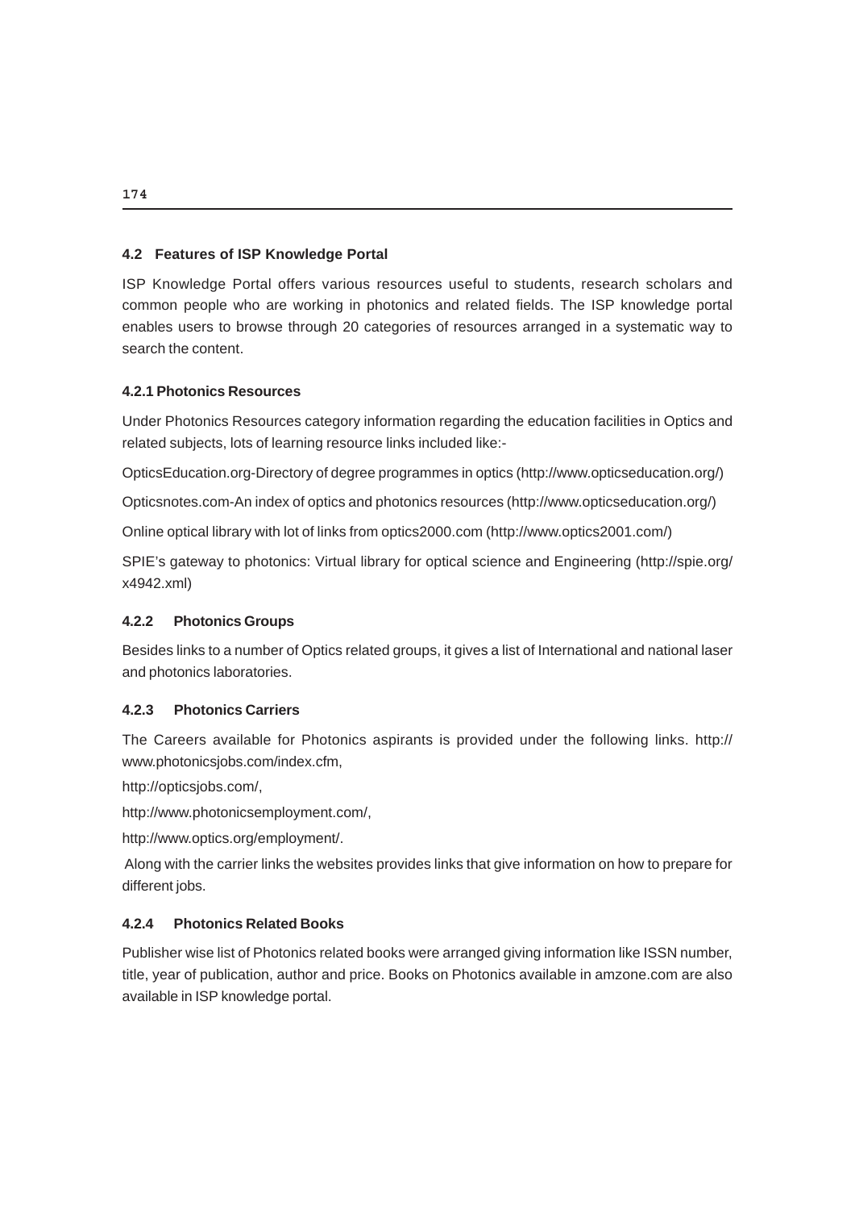## 4.2 Features of ISP Knowledge Portal

ISP Knowledge Portal offers various resources useful to students, research scholars and common people who are working in photonics and related fields. The ISP knowledge portal enables users to browse through 20 categories of resources arranged in a systematic way to search the content.

### 4.2.1 Photonics Resources

Under Photonics Resources category information regarding the education facilities in Optics and related subjects, lots of learning resource links included like:-

OpticsEducation.org-Directory of degree programmes in optics (http://www.opticseducation.org/)

Opticsnotes.com-An index of optics and photonics resources (http://www.opticseducation.org/)

Online optical library with lot of links from optics2000.com (http://www.optics2001.com/)

SPIE's gateway to photonics: Virtual library for optical science and Engineering (http://spie.org/x4942.xml)

### 4.2.2 Photonics Groups

Besides links to a number of Optics related groups, it gives a list of International and national laser and photonics laboratories.

### 4.2.3 Photonics Carriers

The Careers available for Photonics aspirants is provided under the following links. http://www.photonicsjobs.com/index.cfm,

http://opticsjobs.com/,

http://www.photonicsemployment.com/,

http://www.optics.org/employment/.

Along with the carrier links the websites provides links that give information on how to prepare for different jobs.

### 4.2.4 Photonics Related Books

Publisher wise list of Photonics related books were arranged giving information like ISSN number, title, year of publication, author and price. Books on Photonics available in amzone.com are also available in ISP knowledge portal.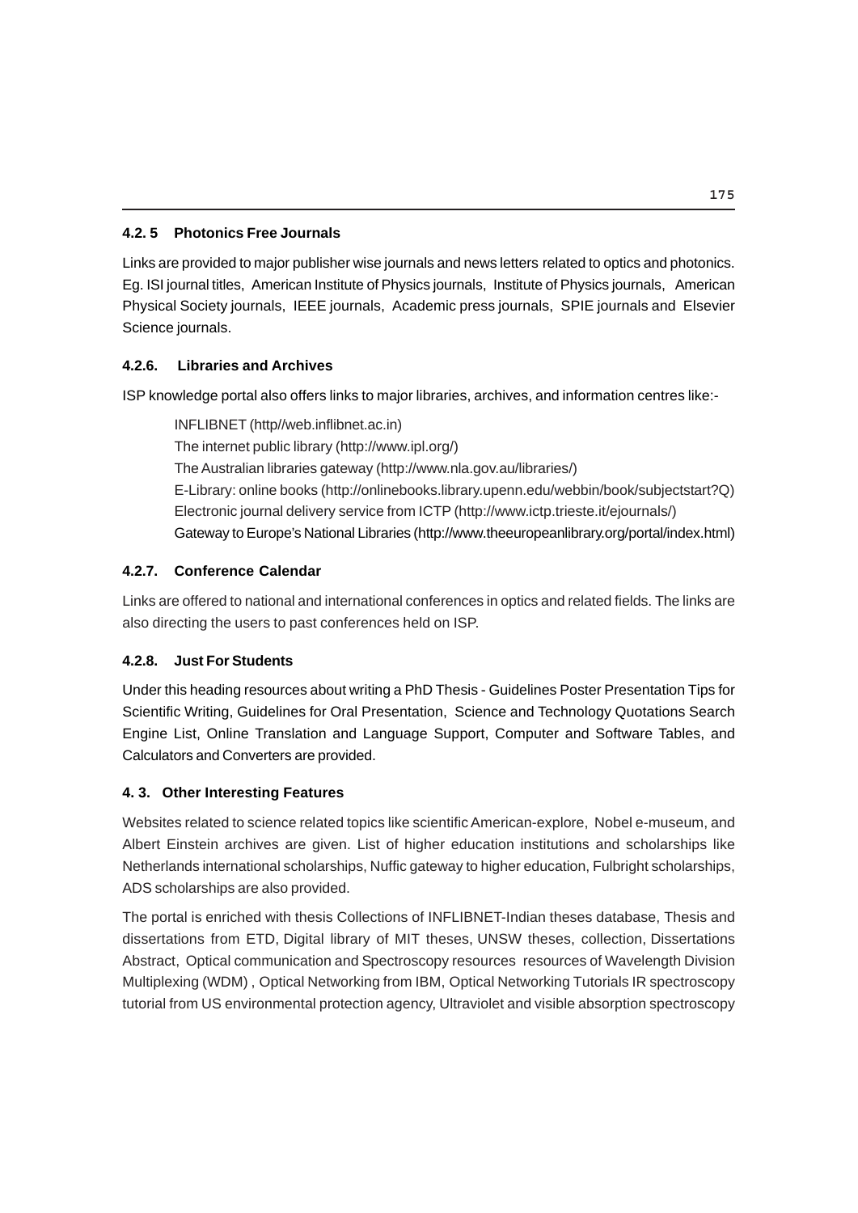#### 4.2. 5 Photonics Free Journals

Links are provided to major publisher wise journals and news letters related to optics and photonics. Eg. ISI journal titles, American Institute of Physics journals, Institute of Physics journals, American Physical Society journals, IEEE journals, Academic press journals, SPIE journals and Elsevier Science journals.

#### 4.2.6. Libraries and Archives

ISP knowledge portal also offers links to major libraries, archives, and information centres like:-

INFLIBNET (http//web.inflibnet.ac.in)
The internet public library (http://www.ipl.org/)
The Australian libraries gateway (http://www.nla.gov.au/libraries/)
E-Library: online books (http://onlinebooks.library.upenn.edu/webbin/book/subjectstart?Q)
Electronic journal delivery service from ICTP (http://www.ictp.trieste.it/ejournals/)
Gateway to Europe's National Libraries (http://www.theeuropeanlibrary.org/portal/index.html)

#### 4.2.7. Conference Calendar

Links are offered to national and international conferences in optics and related fields. The links are also directing the users to past conferences held on ISP.

#### 4.2.8. Just For Students

Under this heading resources about writing a PhD Thesis - Guidelines Poster Presentation Tips for Scientific Writing, Guidelines for Oral Presentation, Science and Technology Quotations Search Engine List, Online Translation and Language Support, Computer and Software Tables, and Calculators and Converters are provided.

### 4. 3. Other Interesting Features

Websites related to science related topics like scientific American-explore, Nobel e-museum, and Albert Einstein archives are given. List of higher education institutions and scholarships like Netherlands international scholarships, Nuffic gateway to higher education, Fulbright scholarships, ADS scholarships are also provided.

The portal is enriched with thesis Collections of INFLIBNET-Indian theses database, Thesis and dissertations from ETD, Digital library of MIT theses, UNSW theses, collection, Dissertations Abstract, Optical communication and Spectroscopy resources resources of Wavelength Division Multiplexing (WDM) , Optical Networking from IBM, Optical Networking Tutorials IR spectroscopy tutorial from US environmental protection agency, Ultraviolet and visible absorption spectroscopy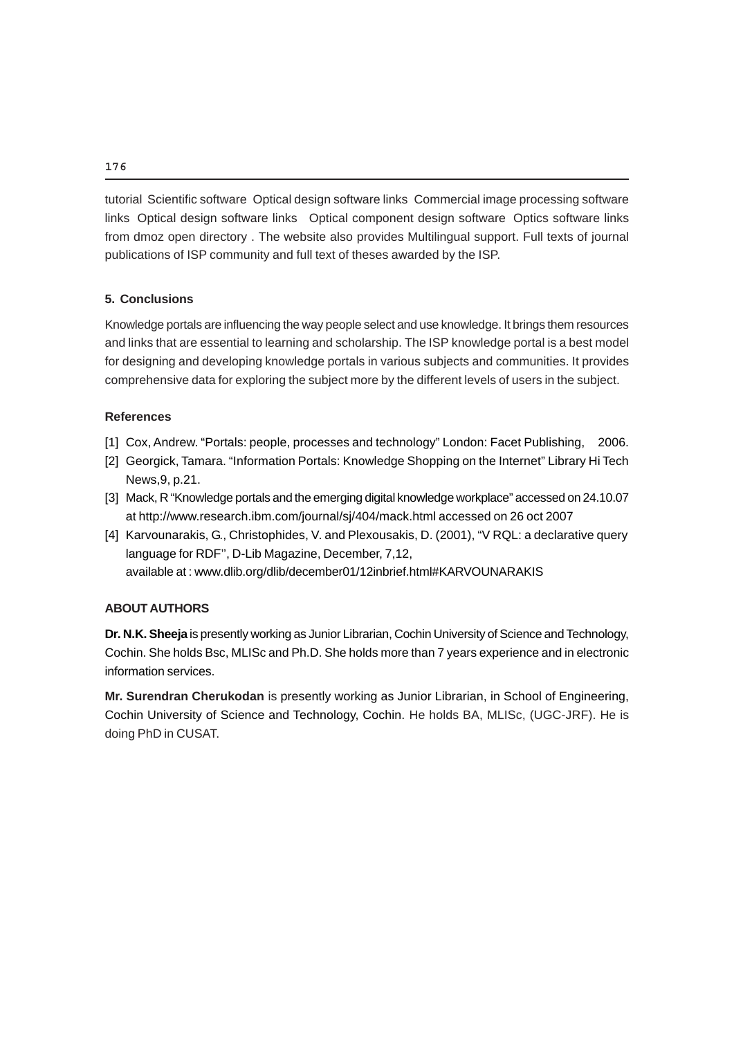tutorial Scientific software Optical design software links Commercial image processing software links Optical design software links Optical component design software Optics software links from dmoz open directory . The website also provides Multilingual support. Full texts of journal publications of ISP community and full text of theses awarded by the ISP.

## 5. Conclusions

Knowledge portals are influencing the way people select and use knowledge. It brings them resources and links that are essential to learning and scholarship. The ISP knowledge portal is a best model for designing and developing knowledge portals in various subjects and communities. It provides comprehensive data for exploring the subject more by the different levels of users in the subject.

## References

[1] Cox, Andrew. "Portals: people, processes and technology" London: Facet Publishing, 2006.

[2] Georgick, Tamara. "Information Portals: Knowledge Shopping on the Internet" Library Hi Tech News,9, p.21.

[3] Mack, R "Knowledge portals and the emerging digital knowledge workplace" accessed on 24.10.07 at http://www.research.ibm.com/journal/sj/404/mack.html accessed on 26 oct 2007

[4] Karvounarakis, G., Christophides, V. and Plexousakis, D. (2001), "V RQL: a declarative query language for RDF'', D-Lib Magazine, December, 7,12, available at : www.dlib.org/dlib/december01/12inbrief.html#KARVOUNARAKIS

## ABOUT AUTHORS

**Dr. N.K. Sheeja** is presently working as Junior Librarian, Cochin University of Science and Technology, Cochin. She holds Bsc, MLISc and Ph.D. She holds more than 7 years experience and in electronic information services.

**Mr. Surendran Cherukodan** is presently working as Junior Librarian, in School of Engineering, Cochin University of Science and Technology, Cochin. He holds BA, MLISc, (UGC-JRF). He is doing PhD in CUSAT.